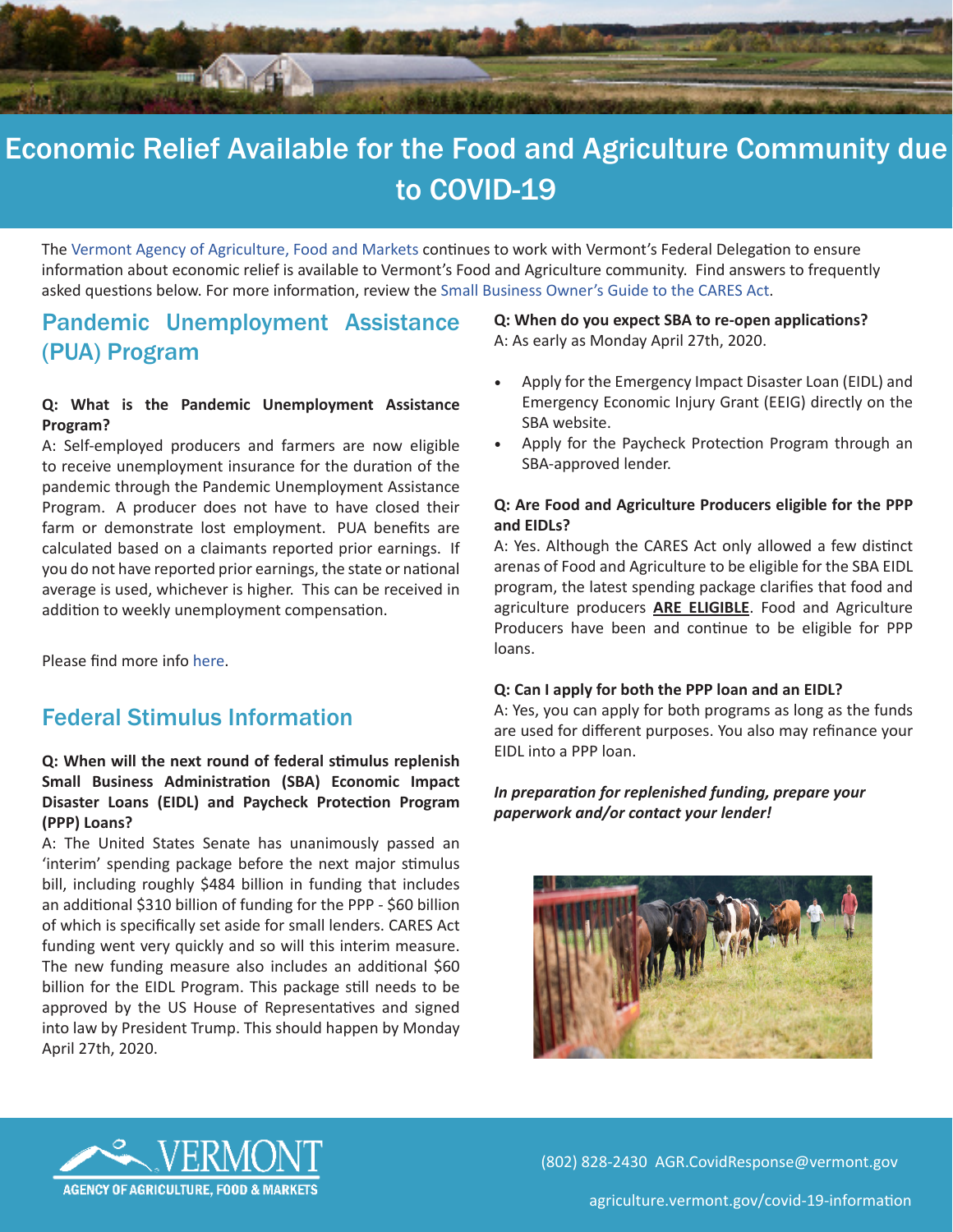# Economic Relief Available for the Food and Agriculture Community due to COVID-19

The Vermont Agency of Agriculture, Food and Markets continues to work with Vermont's Federal Delegation to ensure information about economic relief is available to Vermont's Food and Agriculture community. Find answers to frequently asked questions below. For more information, review the Small Business Owner's Guide to the CARES Act.

## Pandemic Unemployment Assistance (PUA) Program

**Q: What is the Pandemic Unemployment Assistance Program?**

A: Self-employed producers and farmers are now eligible to receive unemployment insurance for the duration of the pandemic through the Pandemic Unemployment Assistance Program. A producer does not have to have closed their farm or demonstrate lost employment. PUA benefits are calculated based on a claimants reported prior earnings. If you do not have reported prior earnings, the state or national average is used, whichever is higher. This can be received in addition to weekly unemployment compensation.

Please find more info here.

## Federal Stimulus Information

**Q: When will the next round of federal stimulus replenish Small Business Administration (SBA) Economic Impact Disaster Loans (EIDL) and Paycheck Protection Program (PPP) Loans?**

A: The United States Senate has unanimously passed an 'interim' spending package before the next major stimulus bill, including roughly $484 billion in funding that includes an additional $310 billion of funding for the PPP - $60 billion of which is specifically set aside for small lenders. CARES Act funding went very quickly and so will this interim measure. The new funding measure also includes an additional $60 billion for the EIDL Program. This package still needs to be approved by the US House of Representatives and signed into law by President Trump. This should happen by Monday April 27th, 2020.

**Q: When do you expect SBA to re-open applications?**

A: As early as Monday April 27th, 2020.

- Apply for the Emergency Impact Disaster Loan (EIDL) and Emergency Economic Injury Grant (EEIG) directly on the SBA website.
- Apply for the Paycheck Protection Program through an SBA-approved lender.

**Q: Are Food and Agriculture Producers eligible for the PPP and EIDLs?**

A: Yes. Although the CARES Act only allowed a few distinct arenas of Food and Agriculture to be eligible for the SBA EIDL program, the latest spending package clarifies that food and agriculture producers **ARE ELIGIBLE**. Food and Agriculture Producers have been and continue to be eligible for PPP loans.

**Q: Can I apply for both the PPP loan and an EIDL?**

A: Yes, you can apply for both programs as long as the funds are used for different purposes. You also may refinance your EIDL into a PPP loan.

***In preparation for replenished funding, prepare your paperwork and/or contact your lender!***

VERMONT AGENCY OF AGRICULTURE, FOOD & MARKETS

(802) 828-2430 AGR.CovidResponse@vermont.gov

agriculture.vermont.gov/covid-19-information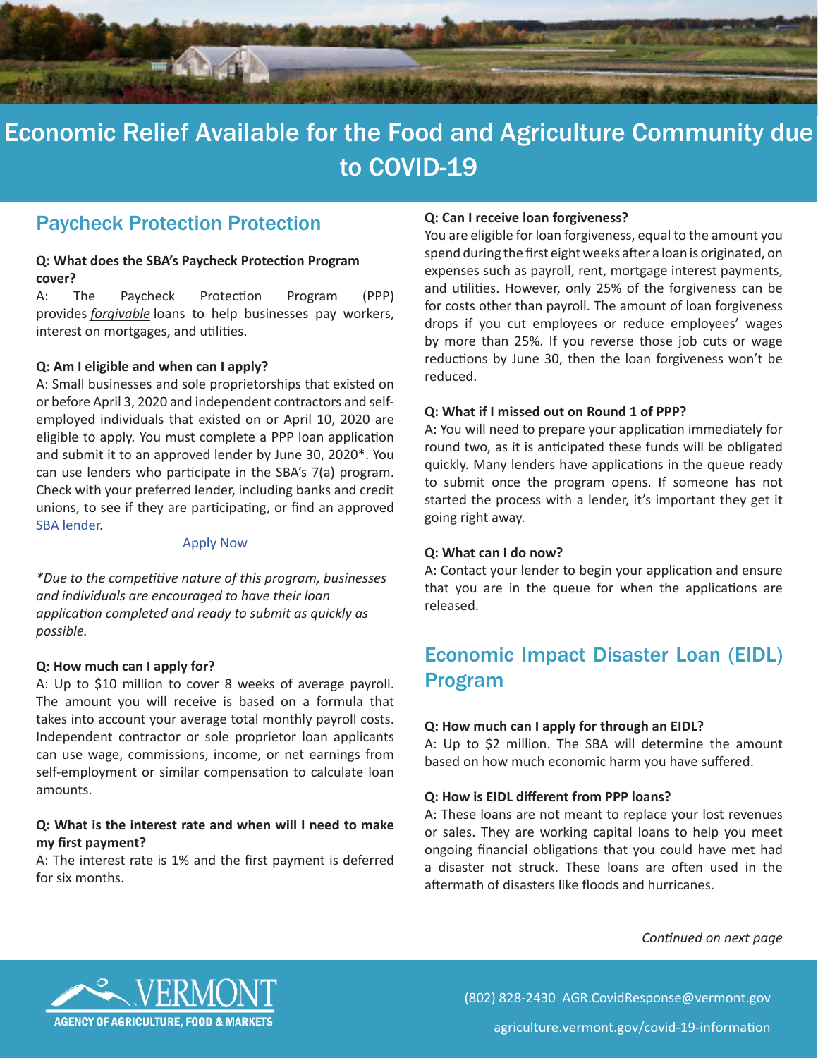# Economic Relief Available for the Food and Agriculture Community due to COVID-19

## Paycheck Protection Protection

**Q: What does the SBA's Paycheck Protection Program cover?**

A: The Paycheck Protection Program (PPP) provides *forgivable* loans to help businesses pay workers, interest on mortgages, and utilities.

**Q: Am I eligible and when can I apply?**

A: Small businesses and sole proprietorships that existed on or before April 3, 2020 and independent contractors and self-employed individuals that existed on or April 10, 2020 are eligible to apply. You must complete a PPP loan application and submit it to an approved lender by June 30, 2020*. You can use lenders who participate in the SBA's 7(a) program. Check with your preferred lender, including banks and credit unions, to see if they are participating, or find an approved SBA lender.

Apply Now

*\*Due to the competitive nature of this program, businesses and individuals are encouraged to have their loan application completed and ready to submit as quickly as possible.*

**Q: How much can I apply for?**

A: Up to $10 million to cover 8 weeks of average payroll. The amount you will receive is based on a formula that takes into account your average total monthly payroll costs. Independent contractor or sole proprietor loan applicants can use wage, commissions, income, or net earnings from self-employment or similar compensation to calculate loan amounts.

**Q: What is the interest rate and when will I need to make my first payment?**

A: The interest rate is 1% and the first payment is deferred for six months.

**Q: Can I receive loan forgiveness?**

You are eligible for loan forgiveness, equal to the amount you spend during the first eight weeks after a loan is originated, on expenses such as payroll, rent, mortgage interest payments, and utilities. However, only 25% of the forgiveness can be for costs other than payroll. The amount of loan forgiveness drops if you cut employees or reduce employees' wages by more than 25%. If you reverse those job cuts or wage reductions by June 30, then the loan forgiveness won't be reduced.

**Q: What if I missed out on Round 1 of PPP?**

A: You will need to prepare your application immediately for round two, as it is anticipated these funds will be obligated quickly. Many lenders have applications in the queue ready to submit once the program opens. If someone has not started the process with a lender, it's important they get it going right away.

**Q: What can I do now?**

A: Contact your lender to begin your application and ensure that you are in the queue for when the applications are released.

## Economic Impact Disaster Loan (EIDL) Program

**Q: How much can I apply for through an EIDL?**

A: Up to $2 million. The SBA will determine the amount based on how much economic harm you have suffered.

**Q: How is EIDL different from PPP loans?**

A: These loans are not meant to replace your lost revenues or sales. They are working capital loans to help you meet ongoing financial obligations that you could have met had a disaster not struck. These loans are often used in the aftermath of disasters like floods and hurricanes.

*Continued on next page*

VERMONT AGENCY OF AGRICULTURE, FOOD & MARKETS

(802) 828-2430 AGR.CovidResponse@vermont.gov

agriculture.vermont.gov/covid-19-information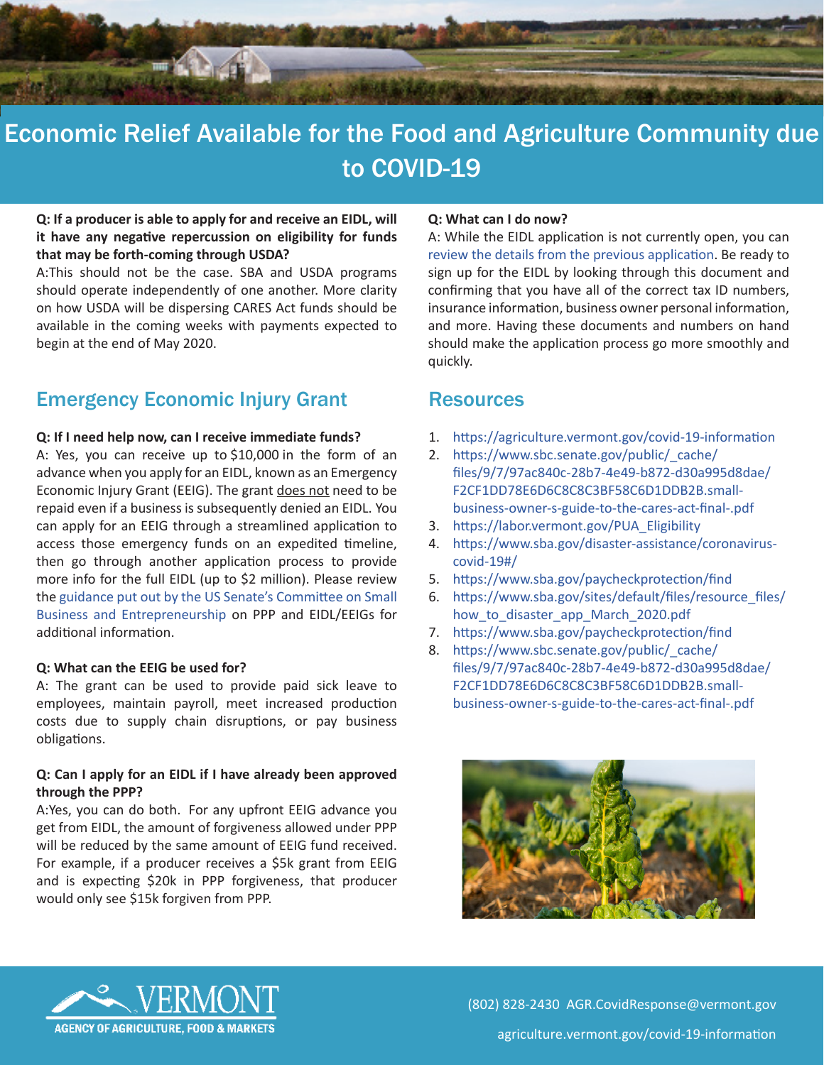# Economic Relief Available for the Food and Agriculture Community due to COVID-19

**Q: If a producer is able to apply for and receive an EIDL, will it have any negative repercussion on eligibility for funds that may be forth-coming through USDA?**

A:This should not be the case. SBA and USDA programs should operate independently of one another. More clarity on how USDA will be dispersing CARES Act funds should be available in the coming weeks with payments expected to begin at the end of May 2020.

## Emergency Economic Injury Grant

**Q: If I need help now, can I receive immediate funds?**

A: Yes, you can receive up to $10,000 in the form of an advance when you apply for an EIDL, known as an Emergency Economic Injury Grant (EEIG). The grant does not need to be repaid even if a business is subsequently denied an EIDL. You can apply for an EEIG through a streamlined application to access those emergency funds on an expedited timeline, then go through another application process to provide more info for the full EIDL (up to $2 million). Please review the guidance put out by the US Senate's Committee on Small Business and Entrepreneurship on PPP and EIDL/EEIGs for additional information.

**Q: What can the EEIG be used for?**

A: The grant can be used to provide paid sick leave to employees, maintain payroll, meet increased production costs due to supply chain disruptions, or pay business obligations.

**Q: Can I apply for an EIDL if I have already been approved through the PPP?**

A:Yes, you can do both. For any upfront EEIG advance you get from EIDL, the amount of forgiveness allowed under PPP will be reduced by the same amount of EEIG fund received. For example, if a producer receives a $5k grant from EEIG and is expecting $20k in PPP forgiveness, that producer would only see $15k forgiven from PPP.

**Q: What can I do now?**

A: While the EIDL application is not currently open, you can review the details from the previous application. Be ready to sign up for the EIDL by looking through this document and confirming that you have all of the correct tax ID numbers, insurance information, business owner personal information, and more. Having these documents and numbers on hand should make the application process go more smoothly and quickly.

## Resources

1. https://agriculture.vermont.gov/covid-19-information
2. https://www.sbc.senate.gov/public/_cache/files/9/7/97ac840c-28b7-4e49-b872-d30a995d8dae/F2CF1DD78E6D6C8C8C3BF58C6D1DDB2B.small-business-owner-s-guide-to-the-cares-act-final-.pdf
3. https://labor.vermont.gov/PUA_Eligibility
4. https://www.sba.gov/disaster-assistance/coronavirus-covid-19#/
5. https://www.sba.gov/paycheckprotection/find
6. https://www.sba.gov/sites/default/files/resource_files/how_to_disaster_app_March_2020.pdf
7. https://www.sba.gov/paycheckprotection/find
8. https://www.sbc.senate.gov/public/_cache/files/9/7/97ac840c-28b7-4e49-b872-d30a995d8dae/F2CF1DD78E6D6C8C8C3BF58C6D1DDB2B.small-business-owner-s-guide-to-the-cares-act-final-.pdf

VERMONT
AGENCY OF AGRICULTURE, FOOD & MARKETS

(802) 828-2430 AGR.CovidResponse@vermont.gov

agriculture.vermont.gov/covid-19-information